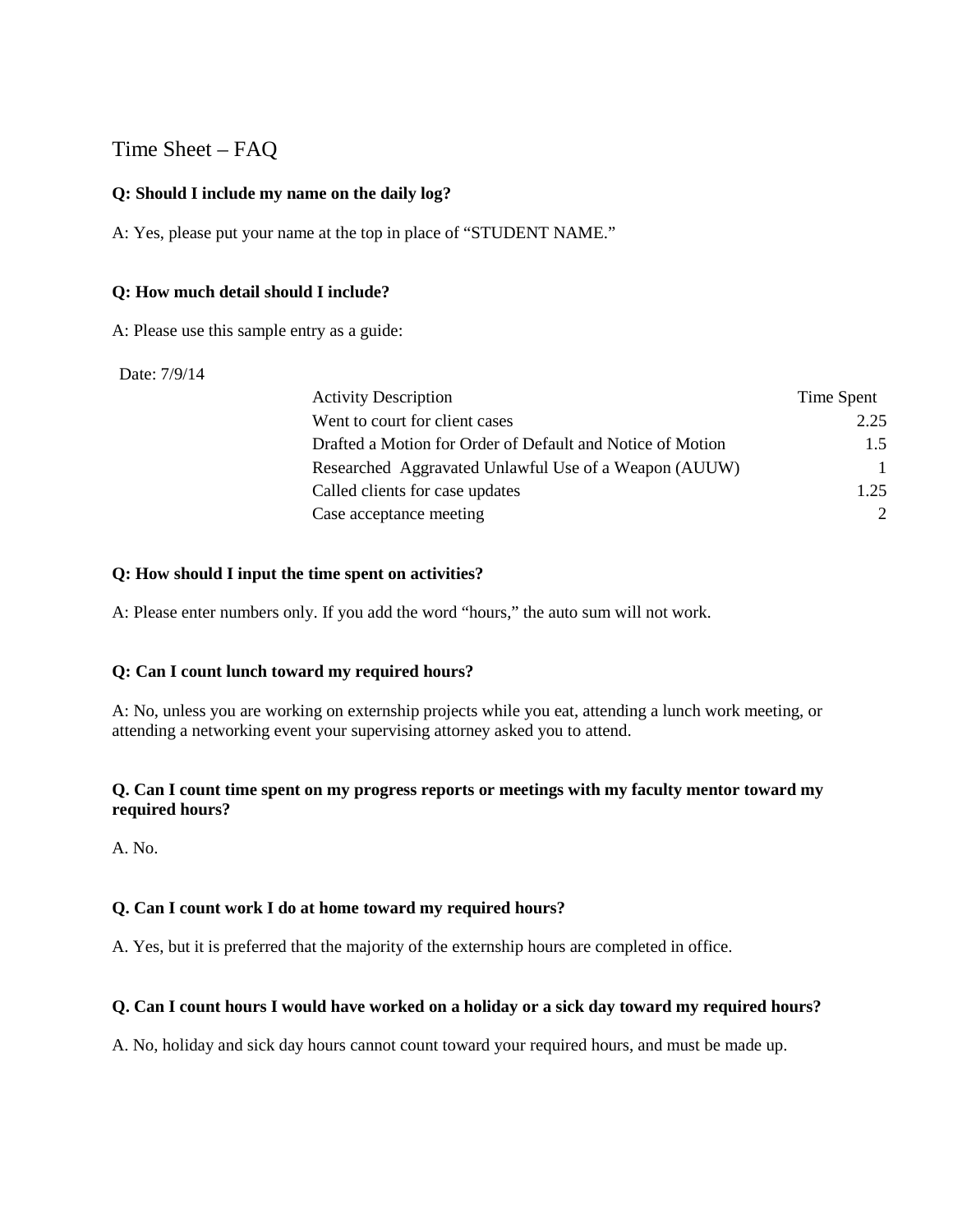# Time Sheet – FAQ

**Q: Should I include my name on the daily log?**

A: Yes, please put your name at the top in place of "STUDENT NAME."

**Q: How much detail should I include?**

A: Please use this sample entry as a guide:

Date: 7/9/14

| Activity Description | Time Spent |
| --- | --- |
| Went to court for client cases | 2.25 |
| Drafted a Motion for Order of Default and Notice of Motion | 1.5 |
| Researched Aggravated Unlawful Use of a Weapon (AUUW) | 1 |
| Called clients for case updates | 1.25 |
| Case acceptance meeting | 2 |

**Q: How should I input the time spent on activities?**

A: Please enter numbers only. If you add the word "hours," the auto sum will not work.

**Q: Can I count lunch toward my required hours?**

A: No, unless you are working on externship projects while you eat, attending a lunch work meeting, or attending a networking event your supervising attorney asked you to attend.

**Q. Can I count time spent on my progress reports or meetings with my faculty mentor toward my required hours?**

A. No.

**Q. Can I count work I do at home toward my required hours?**

A. Yes, but it is preferred that the majority of the externship hours are completed in office.

**Q. Can I count hours I would have worked on a holiday or a sick day toward my required hours?**

A. No, holiday and sick day hours cannot count toward your required hours, and must be made up.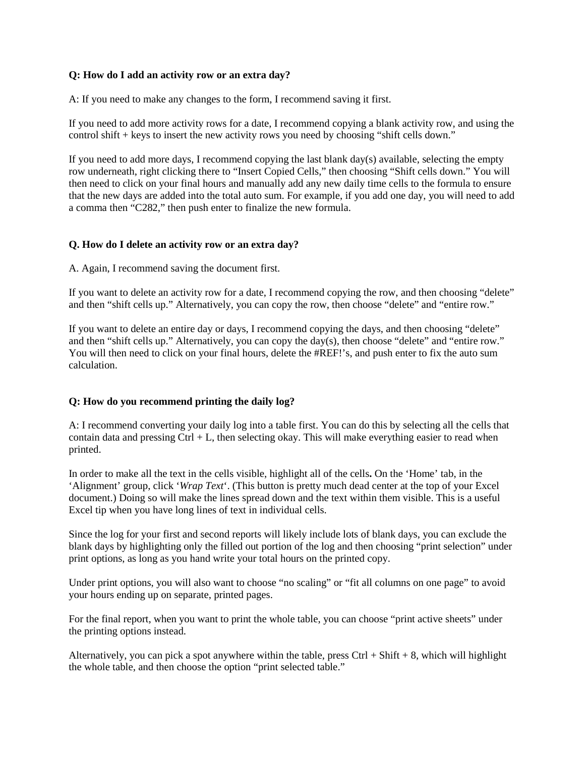**Q: How do I add an activity row or an extra day?**

A: If you need to make any changes to the form, I recommend saving it first.

If you need to add more activity rows for a date, I recommend copying a blank activity row, and using the control shift + keys to insert the new activity rows you need by choosing "shift cells down."

If you need to add more days, I recommend copying the last blank day(s) available, selecting the empty row underneath, right clicking there to "Insert Copied Cells," then choosing "Shift cells down." You will then need to click on your final hours and manually add any new daily time cells to the formula to ensure that the new days are added into the total auto sum. For example, if you add one day, you will need to add a comma then "C282," then push enter to finalize the new formula.

**Q. How do I delete an activity row or an extra day?**

A. Again, I recommend saving the document first.

If you want to delete an activity row for a date, I recommend copying the row, and then choosing "delete" and then "shift cells up." Alternatively, you can copy the row, then choose "delete" and "entire row."

If you want to delete an entire day or days, I recommend copying the days, and then choosing "delete" and then "shift cells up." Alternatively, you can copy the day(s), then choose "delete" and "entire row." You will then need to click on your final hours, delete the #REF!'s, and push enter to fix the auto sum calculation.

**Q: How do you recommend printing the daily log?**

A: I recommend converting your daily log into a table first. You can do this by selecting all the cells that contain data and pressing Ctrl + L, then selecting okay. This will make everything easier to read when printed.

In order to make all the text in the cells visible, highlight all of the cells**.** On the 'Home' tab, in the 'Alignment' group, click '*Wrap Text*'. (This button is pretty much dead center at the top of your Excel document.) Doing so will make the lines spread down and the text within them visible. This is a useful Excel tip when you have long lines of text in individual cells.

Since the log for your first and second reports will likely include lots of blank days, you can exclude the blank days by highlighting only the filled out portion of the log and then choosing "print selection" under print options, as long as you hand write your total hours on the printed copy.

Under print options, you will also want to choose "no scaling" or "fit all columns on one page" to avoid your hours ending up on separate, printed pages.

For the final report, when you want to print the whole table, you can choose "print active sheets" under the printing options instead.

Alternatively, you can pick a spot anywhere within the table, press Ctrl + Shift + 8, which will highlight the whole table, and then choose the option "print selected table."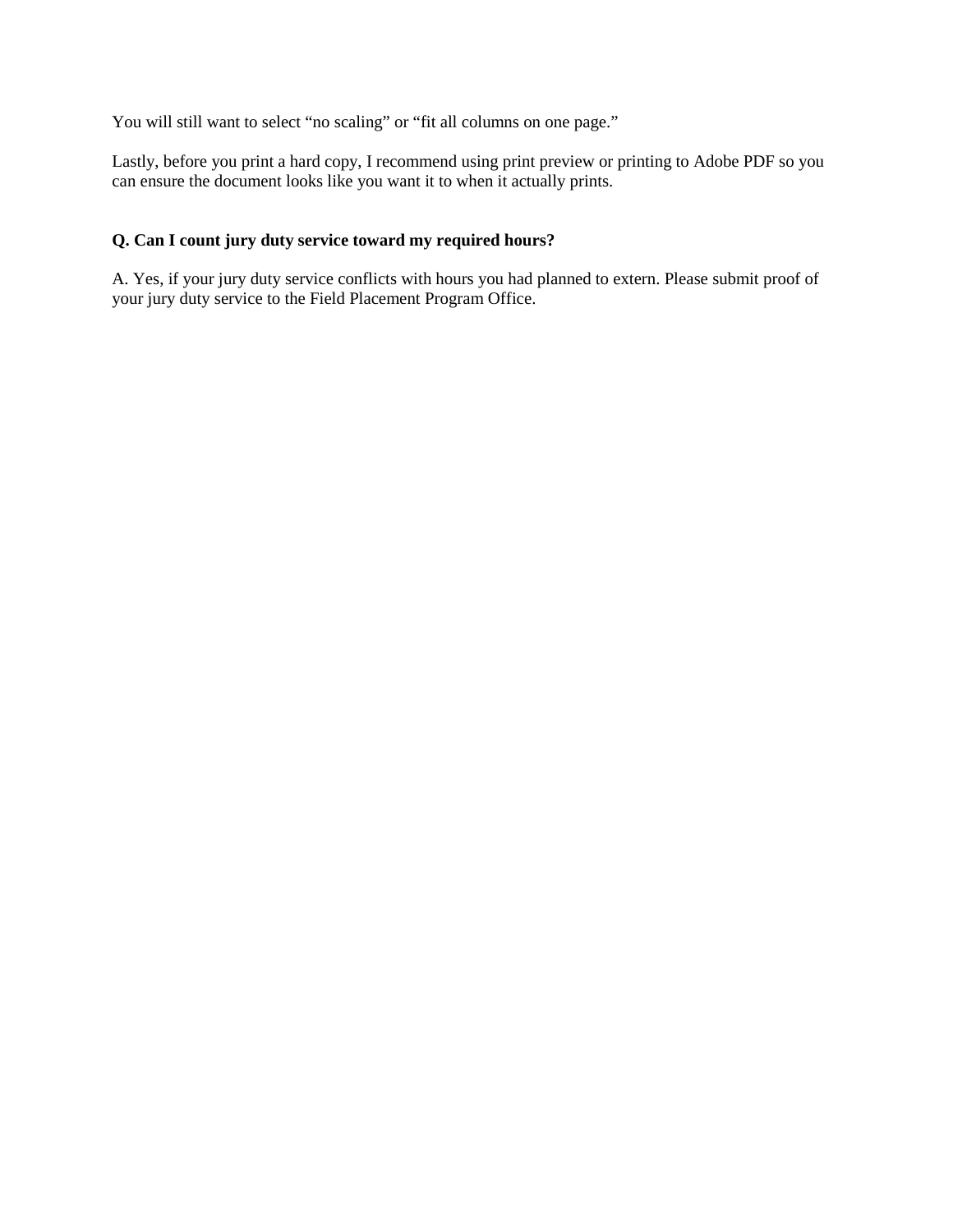You will still want to select "no scaling" or "fit all columns on one page."

Lastly, before you print a hard copy, I recommend using print preview or printing to Adobe PDF so you can ensure the document looks like you want it to when it actually prints.

**Q. Can I count jury duty service toward my required hours?**

A. Yes, if your jury duty service conflicts with hours you had planned to extern. Please submit proof of your jury duty service to the Field Placement Program Office.